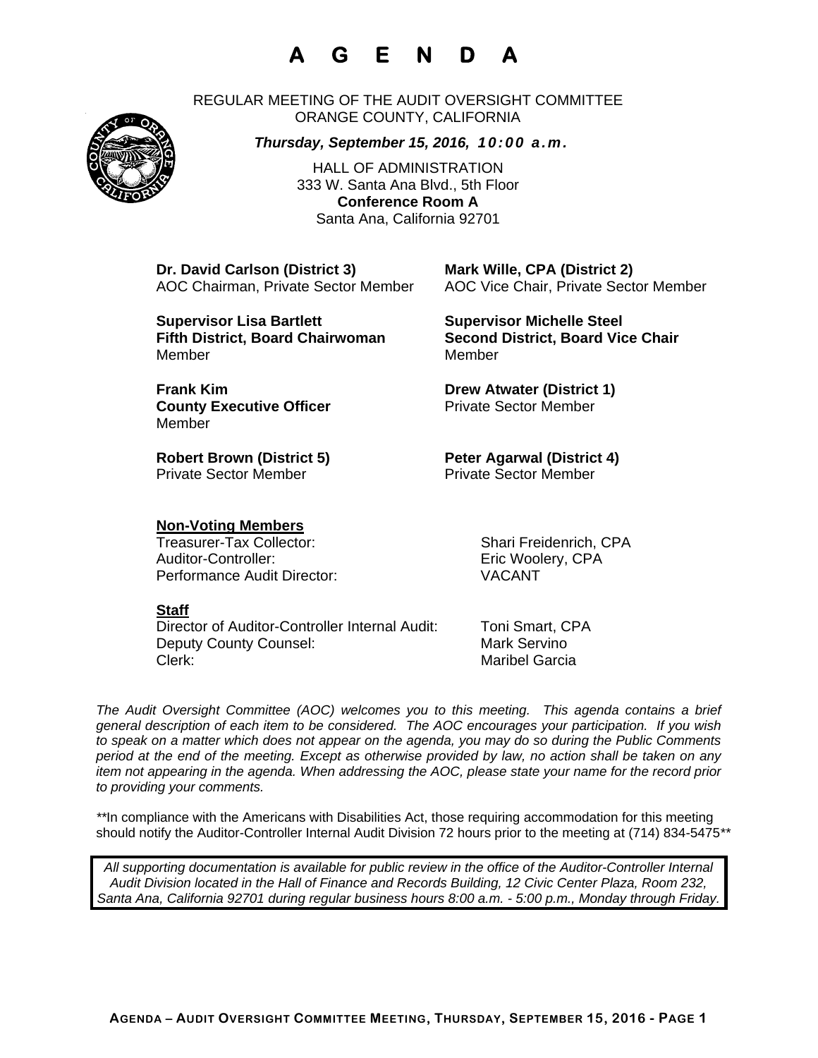# A G E N D A

REGULAR MEETING OF THE AUDIT OVERSIGHT COMMITTEE
ORANGE COUNTY, CALIFORNIA

***Thursday, September 15, 2016, 10:00 a.m.***

HALL OF ADMINISTRATION
333 W. Santa Ana Blvd., 5th Floor
**Conference Room A**
Santa Ana, California 92701

**Dr. David Carlson (District 3)**
AOC Chairman, Private Sector Member

**Mark Wille, CPA (District 2)**
AOC Vice Chair, Private Sector Member

**Supervisor Lisa Bartlett**
**Fifth District, Board Chairwoman**
Member

**Supervisor Michelle Steel**
**Second District, Board Vice Chair**
Member

**Frank Kim**
**County Executive Officer**
Member

**Drew Atwater (District 1)**
Private Sector Member

**Robert Brown (District 5)**
Private Sector Member

**Peter Agarwal (District 4)**
Private Sector Member

**Non-Voting Members**

Treasurer-Tax Collector: Shari Freidenrich, CPA
Auditor-Controller: Eric Woolery, CPA
Performance Audit Director: VACANT

**Staff**

Director of Auditor-Controller Internal Audit: Toni Smart, CPA
Deputy County Counsel: Mark Servino
Clerk: Maribel Garcia

*The Audit Oversight Committee (AOC) welcomes you to this meeting. This agenda contains a brief general description of each item to be considered. The AOC encourages your participation. If you wish to speak on a matter which does not appear on the agenda, you may do so during the Public Comments period at the end of the meeting. Except as otherwise provided by law, no action shall be taken on any item not appearing in the agenda. When addressing the AOC, please state your name for the record prior to providing your comments.*

\*\*In compliance with the Americans with Disabilities Act, those requiring accommodation for this meeting should notify the Auditor-Controller Internal Audit Division 72 hours prior to the meeting at (714) 834-5475\*\*

*All supporting documentation is available for public review in the office of the Auditor-Controller Internal Audit Division located in the Hall of Finance and Records Building, 12 Civic Center Plaza, Room 232, Santa Ana, California 92701 during regular business hours 8:00 a.m. - 5:00 p.m., Monday through Friday.*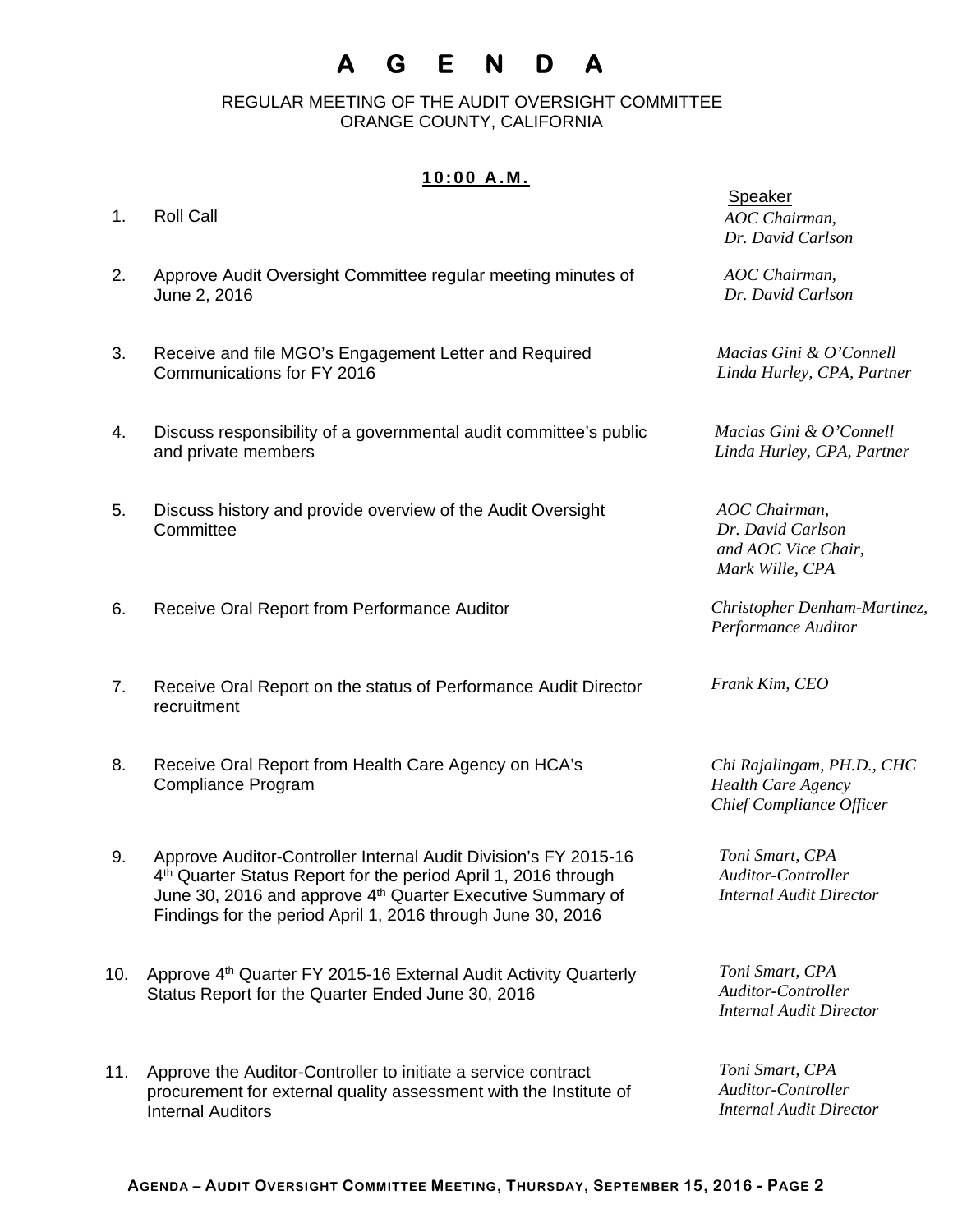# A G E N D A

REGULAR MEETING OF THE AUDIT OVERSIGHT COMMITTEE
ORANGE COUNTY, CALIFORNIA

**10:00 A.M.**

| | Item | Speaker |
|---|---|---|
| 1. | Roll Call | *AOC Chairman, Dr. David Carlson* |
| 2. | Approve Audit Oversight Committee regular meeting minutes of June 2, 2016 | *AOC Chairman, Dr. David Carlson* |
| 3. | Receive and file MGO's Engagement Letter and Required Communications for FY 2016 | *Macias Gini & O'Connell Linda Hurley, CPA, Partner* |
| 4. | Discuss responsibility of a governmental audit committee's public and private members | *Macias Gini & O'Connell Linda Hurley, CPA, Partner* |
| 5. | Discuss history and provide overview of the Audit Oversight Committee | *AOC Chairman, Dr. David Carlson and AOC Vice Chair, Mark Wille, CPA* |
| 6. | Receive Oral Report from Performance Auditor | *Christopher Denham-Martinez, Performance Auditor* |
| 7. | Receive Oral Report on the status of Performance Audit Director recruitment | *Frank Kim, CEO* |
| 8. | Receive Oral Report from Health Care Agency on HCA's Compliance Program | *Chi Rajalingam, PH.D., CHC Health Care Agency Chief Compliance Officer* |
| 9. | Approve Auditor-Controller Internal Audit Division's FY 2015-16 4th Quarter Status Report for the period April 1, 2016 through June 30, 2016 and approve 4th Quarter Executive Summary of Findings for the period April 1, 2016 through June 30, 2016 | *Toni Smart, CPA Auditor-Controller Internal Audit Director* |
| 10. | Approve 4th Quarter FY 2015-16 External Audit Activity Quarterly Status Report for the Quarter Ended June 30, 2016 | *Toni Smart, CPA Auditor-Controller Internal Audit Director* |
| 11. | Approve the Auditor-Controller to initiate a service contract procurement for external quality assessment with the Institute of Internal Auditors | *Toni Smart, CPA Auditor-Controller Internal Audit Director* |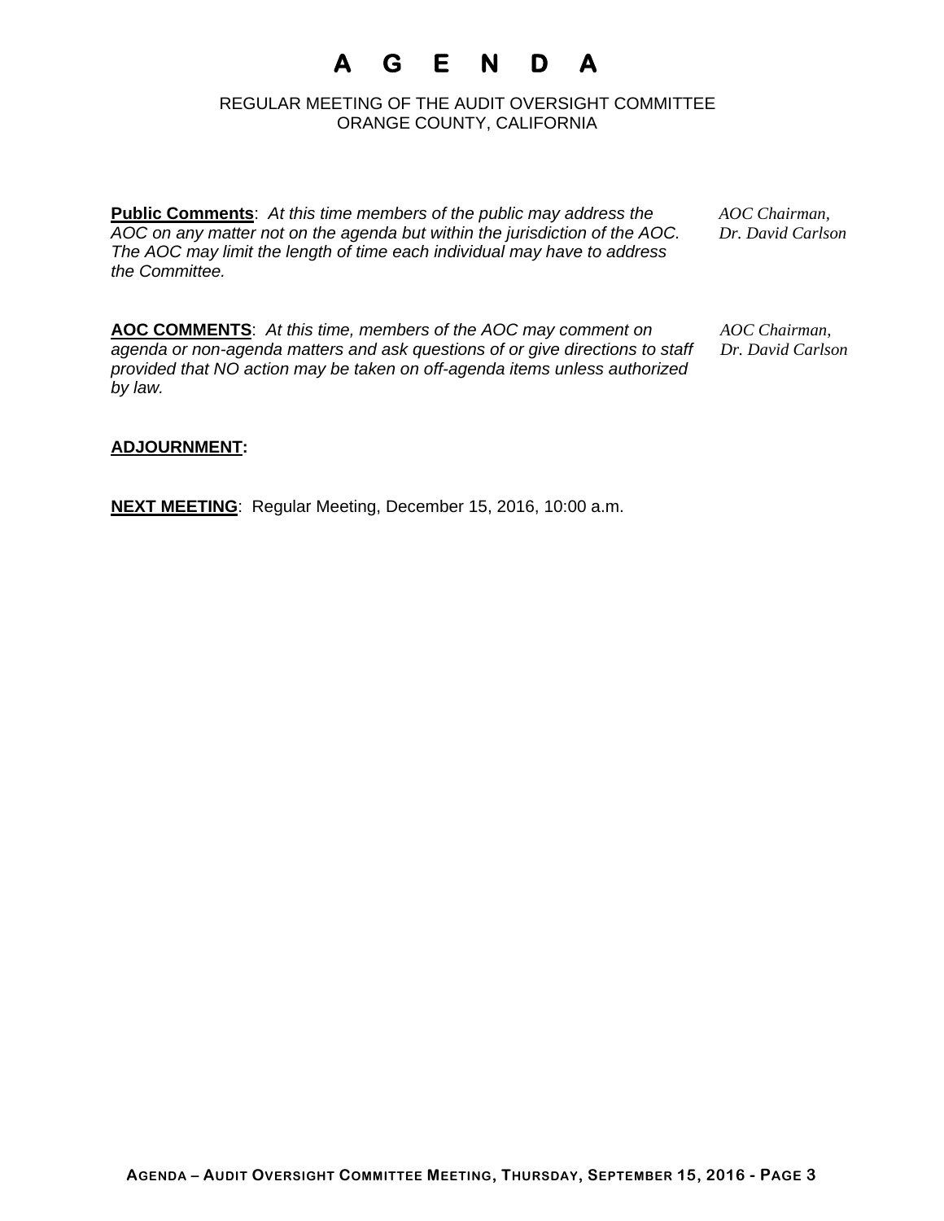# A G E N D A

REGULAR MEETING OF THE AUDIT OVERSIGHT COMMITTEE
ORANGE COUNTY, CALIFORNIA

**Public Comments**: *At this time members of the public may address the AOC on any matter not on the agenda but within the jurisdiction of the AOC. The AOC may limit the length of time each individual may have to address the Committee.* — *AOC Chairman, Dr. David Carlson*

**AOC COMMENTS**: *At this time, members of the AOC may comment on agenda or non-agenda matters and ask questions of or give directions to staff provided that NO action may be taken on off-agenda items unless authorized by law.* — *AOC Chairman, Dr. David Carlson*

**ADJOURNMENT:**

**NEXT MEETING**: Regular Meeting, December 15, 2016, 10:00 a.m.